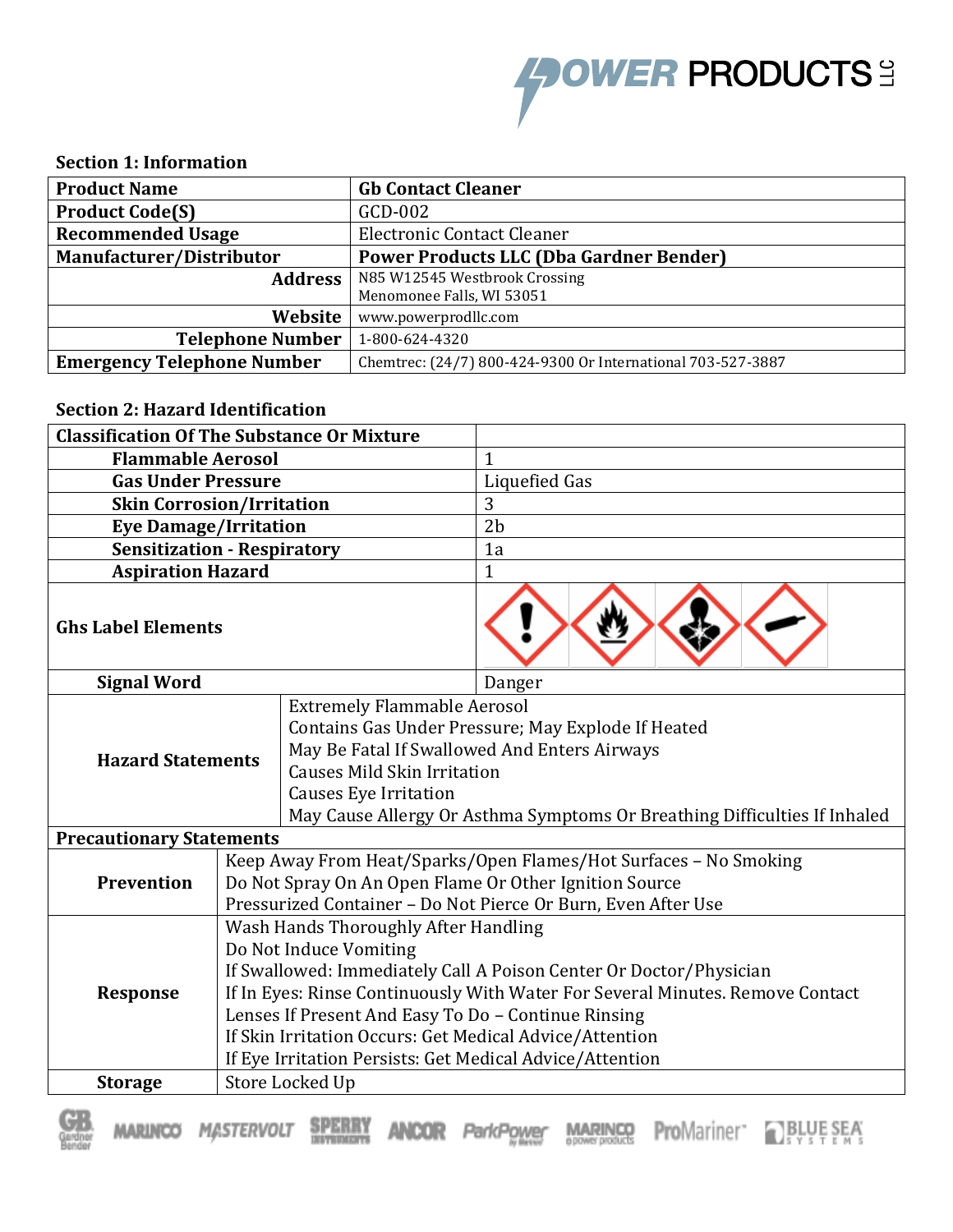## Section 1: Information

| Product Name | Gb Contact Cleaner |
|---|---|
| Product Code(S) | GCD-002 |
| Recommended Usage | Electronic Contact Cleaner |
| Manufacturer/Distributor | Power Products LLC (Dba Gardner Bender) |
| Address | N85 W12545 Westbrook Crossing<br>Menomonee Falls, WI 53051 |
| Website | www.powerprodllc.com |
| Telephone Number | 1-800-624-4320 |
| Emergency Telephone Number | Chemtrec: (24/7) 800-424-9300 Or International 703-527-3887 |

## Section 2: Hazard Identification

| Classification Of The Substance Or Mixture | |
|---|---|
| Flammable Aerosol | 1 |
| Gas Under Pressure | Liquefied Gas |
| Skin Corrosion/Irritation | 3 |
| Eye Damage/Irritation | 2b |
| Sensitization - Respiratory | 1a |
| Aspiration Hazard | 1 |
| Ghs Label Elements | |
| Signal Word | Danger |
| Hazard Statements | Extremely Flammable Aerosol<br>Contains Gas Under Pressure; May Explode If Heated<br>May Be Fatal If Swallowed And Enters Airways<br>Causes Mild Skin Irritation<br>Causes Eye Irritation<br>May Cause Allergy Or Asthma Symptoms Or Breathing Difficulties If Inhaled |

| Precautionary Statements | |
|---|---|
| Prevention | Keep Away From Heat/Sparks/Open Flames/Hot Surfaces – No Smoking<br>Do Not Spray On An Open Flame Or Other Ignition Source<br>Pressurized Container – Do Not Pierce Or Burn, Even After Use |
| Response | Wash Hands Thoroughly After Handling<br>Do Not Induce Vomiting<br>If Swallowed: Immediately Call A Poison Center Or Doctor/Physician<br>If In Eyes: Rinse Continuously With Water For Several Minutes. Remove Contact Lenses If Present And Easy To Do – Continue Rinsing<br>If Skin Irritation Occurs: Get Medical Advice/Attention<br>If Eye Irritation Persists: Get Medical Advice/Attention |
| Storage | Store Locked Up |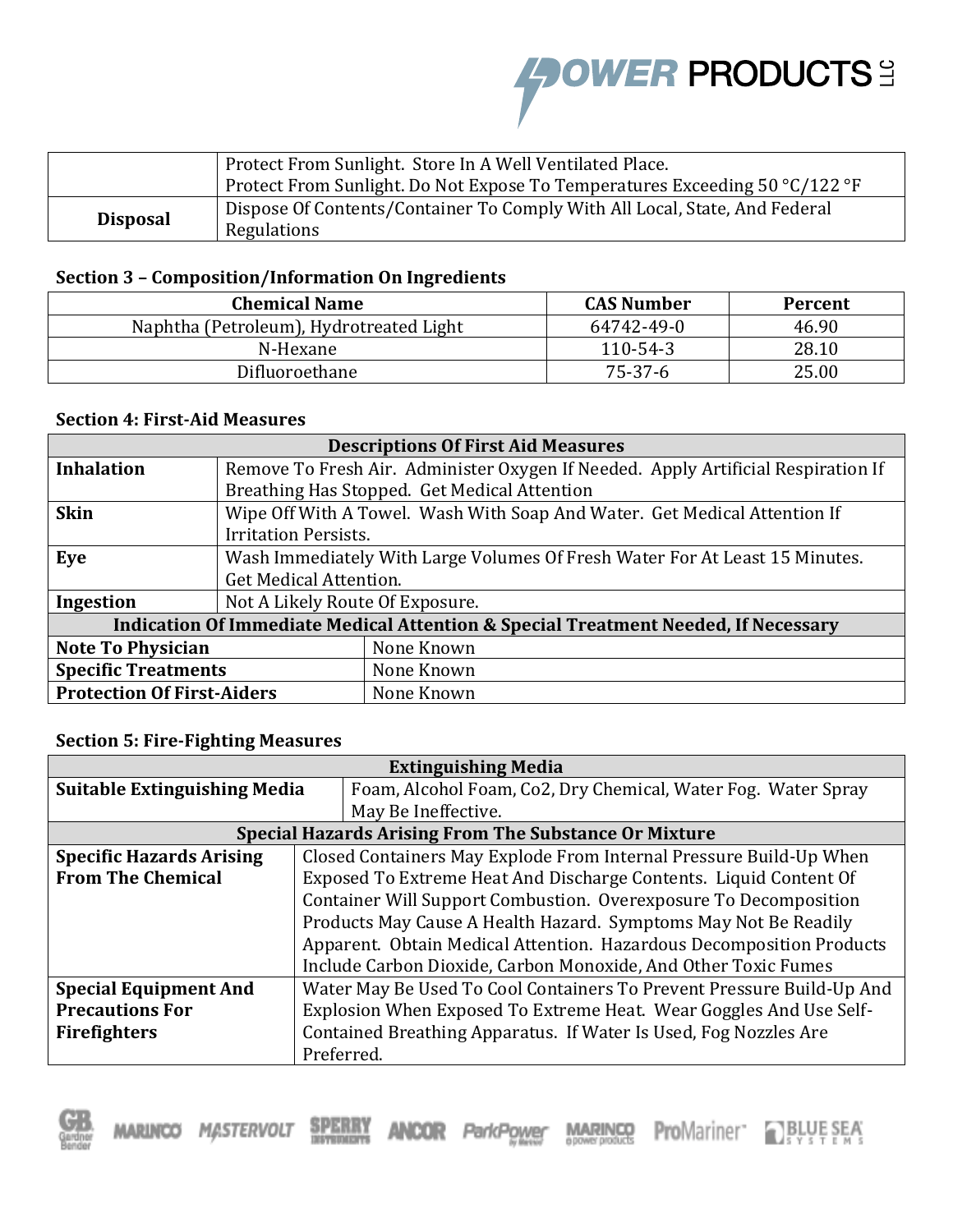| | |
|---|---|
| | Protect From Sunlight. Store In A Well Ventilated Place.<br>Protect From Sunlight. Do Not Expose To Temperatures Exceeding 50 °C/122 °F |
| **Disposal** | Dispose Of Contents/Container To Comply With All Local, State, And Federal Regulations |

### Section 3 – Composition/Information On Ingredients

| Chemical Name | CAS Number | Percent |
|---|---|---|
| Naphtha (Petroleum), Hydrotreated Light | 64742-49-0 | 46.90 |
| N-Hexane | 110-54-3 | 28.10 |
| Difluoroethane | 75-37-6 | 25.00 |

### Section 4: First-Aid Measures

| Descriptions Of First Aid Measures | |
|---|---|
| **Inhalation** | Remove To Fresh Air. Administer Oxygen If Needed. Apply Artificial Respiration If Breathing Has Stopped. Get Medical Attention |
| **Skin** | Wipe Off With A Towel. Wash With Soap And Water. Get Medical Attention If Irritation Persists. |
| **Eye** | Wash Immediately With Large Volumes Of Fresh Water For At Least 15 Minutes. Get Medical Attention. |
| **Ingestion** | Not A Likely Route Of Exposure. |
| **Indication Of Immediate Medical Attention & Special Treatment Needed, If Necessary** | |
| **Note To Physician** | None Known |
| **Specific Treatments** | None Known |
| **Protection Of First-Aiders** | None Known |

### Section 5: Fire-Fighting Measures

| Extinguishing Media | |
|---|---|
| **Suitable Extinguishing Media** | Foam, Alcohol Foam, Co2, Dry Chemical, Water Fog. Water Spray May Be Ineffective. |
| **Special Hazards Arising From The Substance Or Mixture** | |
| **Specific Hazards Arising From The Chemical** | Closed Containers May Explode From Internal Pressure Build-Up When Exposed To Extreme Heat And Discharge Contents. Liquid Content Of Container Will Support Combustion. Overexposure To Decomposition Products May Cause A Health Hazard. Symptoms May Not Be Readily Apparent. Obtain Medical Attention. Hazardous Decomposition Products Include Carbon Dioxide, Carbon Monoxide, And Other Toxic Fumes |
| **Special Equipment And Precautions For Firefighters** | Water May Be Used To Cool Containers To Prevent Pressure Build-Up And Explosion When Exposed To Extreme Heat. Wear Goggles And Use Self-Contained Breathing Apparatus. If Water Is Used, Fog Nozzles Are Preferred. |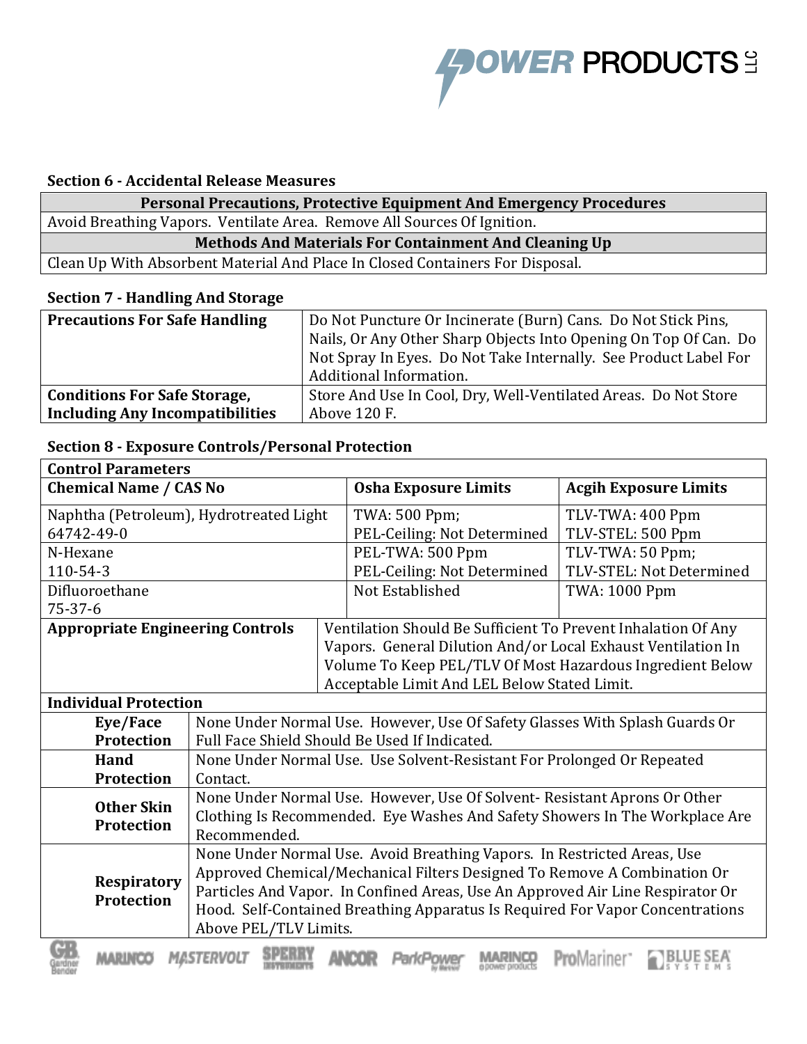### Section 6 - Accidental Release Measures

| Personal Precautions, Protective Equipment And Emergency Procedures |
|---|
| Avoid Breathing Vapors. Ventilate Area. Remove All Sources Of Ignition. |
| **Methods And Materials For Containment And Cleaning Up** |
| Clean Up With Absorbent Material And Place In Closed Containers For Disposal. |

### Section 7 - Handling And Storage

| | |
|---|---|
| **Precautions For Safe Handling** | Do Not Puncture Or Incinerate (Burn) Cans. Do Not Stick Pins, Nails, Or Any Other Sharp Objects Into Opening On Top Of Can. Do Not Spray In Eyes. Do Not Take Internally. See Product Label For Additional Information. |
| **Conditions For Safe Storage, Including Any Incompatibilities** | Store And Use In Cool, Dry, Well-Ventilated Areas. Do Not Store Above 120 F. |

### Section 8 - Exposure Controls/Personal Protection

**Control Parameters**

| Chemical Name / CAS No | Osha Exposure Limits | Acgih Exposure Limits |
|---|---|---|
| Naphtha (Petroleum), Hydrotreated Light 64742-49-0 | TWA: 500 Ppm; PEL-Ceiling: Not Determined | TLV-TWA: 400 Ppm TLV-STEL: 500 Ppm |
| N-Hexane 110-54-3 | PEL-TWA: 500 Ppm PEL-Ceiling: Not Determined | TLV-TWA: 50 Ppm; TLV-STEL: Not Determined |
| Difluoroethane 75-37-6 | Not Established | TWA: 1000 Ppm |

| | |
|---|---|
| **Appropriate Engineering Controls** | Ventilation Should Be Sufficient To Prevent Inhalation Of Any Vapors. General Dilution And/or Local Exhaust Ventilation In Volume To Keep PEL/TLV Of Most Hazardous Ingredient Below Acceptable Limit And LEL Below Stated Limit. |

**Individual Protection**

| | |
|---|---|
| **Eye/Face Protection** | None Under Normal Use. However, Use Of Safety Glasses With Splash Guards Or Full Face Shield Should Be Used If Indicated. |
| **Hand Protection** | None Under Normal Use. Use Solvent-Resistant For Prolonged Or Repeated Contact. |
| **Other Skin Protection** | None Under Normal Use. However, Use Of Solvent- Resistant Aprons Or Other Clothing Is Recommended. Eye Washes And Safety Showers In The Workplace Are Recommended. |
| **Respiratory Protection** | None Under Normal Use. Avoid Breathing Vapors. In Restricted Areas, Use Approved Chemical/Mechanical Filters Designed To Remove A Combination Or Particles And Vapor. In Confined Areas, Use An Approved Air Line Respirator Or Hood. Self-Contained Breathing Apparatus Is Required For Vapor Concentrations Above PEL/TLV Limits. |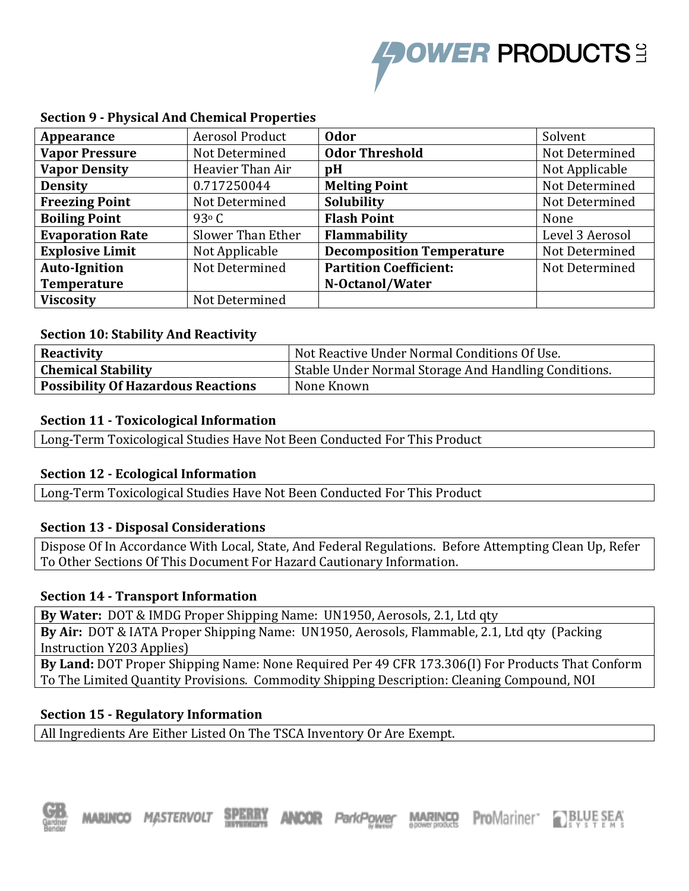### Section 9 - Physical And Chemical Properties

| **Appearance** | Aerosol Product | **Odor** | Solvent |
|---|---|---|---|
| **Vapor Pressure** | Not Determined | **Odor Threshold** | Not Determined |
| **Vapor Density** | Heavier Than Air | **pH** | Not Applicable |
| **Density** | 0.717250044 | **Melting Point** | Not Determined |
| **Freezing Point** | Not Determined | **Solubility** | Not Determined |
| **Boiling Point** | 93° C | **Flash Point** | None |
| **Evaporation Rate** | Slower Than Ether | **Flammability** | Level 3 Aerosol |
| **Explosive Limit** | Not Applicable | **Decomposition Temperature** | Not Determined |
| **Auto-Ignition Temperature** | Not Determined | **Partition Coefficient: N-Octanol/Water** | Not Determined |
| **Viscosity** | Not Determined | | |

### Section 10: Stability And Reactivity

| **Reactivity** | Not Reactive Under Normal Conditions Of Use. |
|---|---|
| **Chemical Stability** | Stable Under Normal Storage And Handling Conditions. |
| **Possibility Of Hazardous Reactions** | None Known |

### Section 11 - Toxicological Information

Long-Term Toxicological Studies Have Not Been Conducted For This Product

### Section 12 - Ecological Information

Long-Term Toxicological Studies Have Not Been Conducted For This Product

### Section 13 - Disposal Considerations

Dispose Of In Accordance With Local, State, And Federal Regulations. Before Attempting Clean Up, Refer To Other Sections Of This Document For Hazard Cautionary Information.

### Section 14 - Transport Information

**By Water:** DOT & IMDG Proper Shipping Name: UN1950, Aerosols, 2.1, Ltd qty

**By Air:** DOT & IATA Proper Shipping Name: UN1950, Aerosols, Flammable, 2.1, Ltd qty (Packing Instruction Y203 Applies)

**By Land:** DOT Proper Shipping Name: None Required Per 49 CFR 173.306(I) For Products That Conform To The Limited Quantity Provisions. Commodity Shipping Description: Cleaning Compound, NOI

### Section 15 - Regulatory Information

All Ingredients Are Either Listed On The TSCA Inventory Or Are Exempt.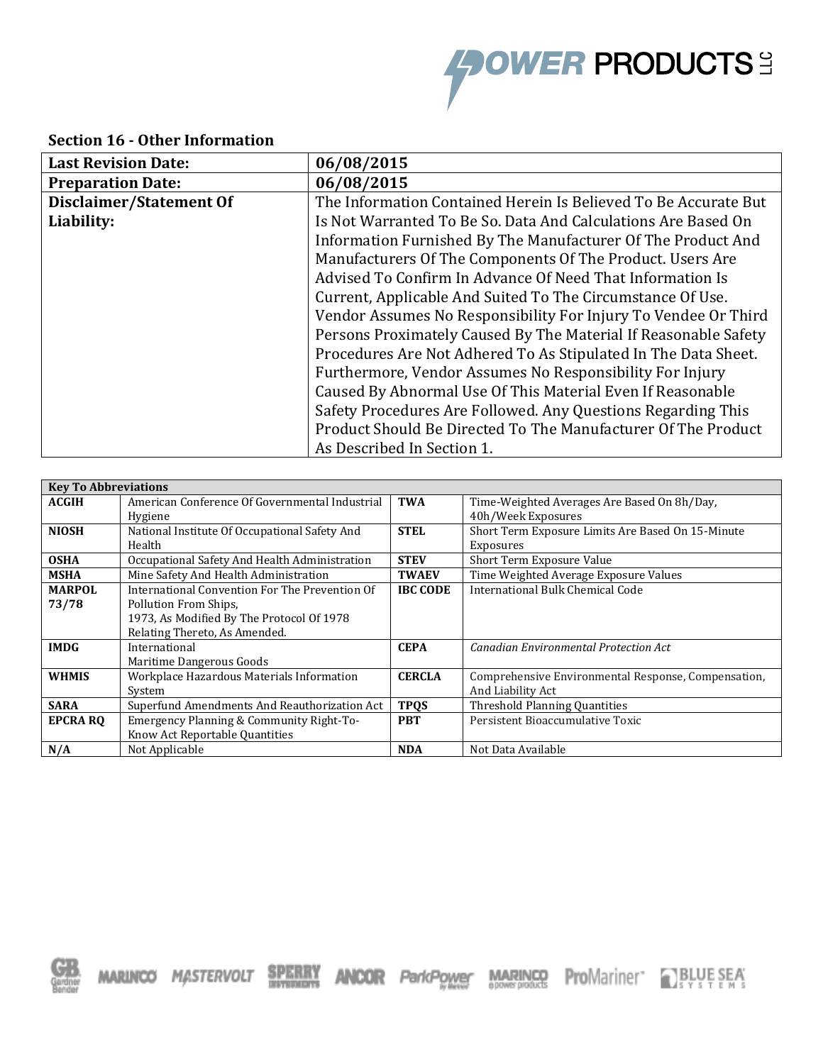## Section 16 - Other Information

| | |
|---|---|
| **Last Revision Date:** | 06/08/2015 |
| **Preparation Date:** | 06/08/2015 |
| **Disclaimer/Statement Of Liability:** | The Information Contained Herein Is Believed To Be Accurate But Is Not Warranted To Be So. Data And Calculations Are Based On Information Furnished By The Manufacturer Of The Product And Manufacturers Of The Components Of The Product. Users Are Advised To Confirm In Advance Of Need That Information Is Current, Applicable And Suited To The Circumstance Of Use. Vendor Assumes No Responsibility For Injury To Vendee Or Third Persons Proximately Caused By The Material If Reasonable Safety Procedures Are Not Adhered To As Stipulated In The Data Sheet. Furthermore, Vendor Assumes No Responsibility For Injury Caused By Abnormal Use Of This Material Even If Reasonable Safety Procedures Are Followed. Any Questions Regarding This Product Should Be Directed To The Manufacturer Of The Product As Described In Section 1. |

| Key To Abbreviations | | | |
|---|---|---|---|
| **ACGIH** | American Conference Of Governmental Industrial Hygiene | **TWA** | Time-Weighted Averages Are Based On 8h/Day, 40h/Week Exposures |
| **NIOSH** | National Institute Of Occupational Safety And Health | **STEL** | Short Term Exposure Limits Are Based On 15-Minute Exposures |
| **OSHA** | Occupational Safety And Health Administration | **STEV** | Short Term Exposure Value |
| **MSHA** | Mine Safety And Health Administration | **TWAEV** | Time Weighted Average Exposure Values |
| **MARPOL 73/78** | International Convention For The Prevention Of Pollution From Ships, 1973, As Modified By The Protocol Of 1978 Relating Thereto, As Amended. | **IBC CODE** | International Bulk Chemical Code |
| **IMDG** | International Maritime Dangerous Goods | **CEPA** | *Canadian Environmental Protection Act* |
| **WHMIS** | Workplace Hazardous Materials Information System | **CERCLA** | Comprehensive Environmental Response, Compensation, And Liability Act |
| **SARA** | Superfund Amendments And Reauthorization Act | **TPQS** | Threshold Planning Quantities |
| **EPCRA RQ** | Emergency Planning & Community Right-To-Know Act Reportable Quantities | **PBT** | Persistent Bioaccumulative Toxic |
| **N/A** | Not Applicable | **NDA** | Not Data Available |